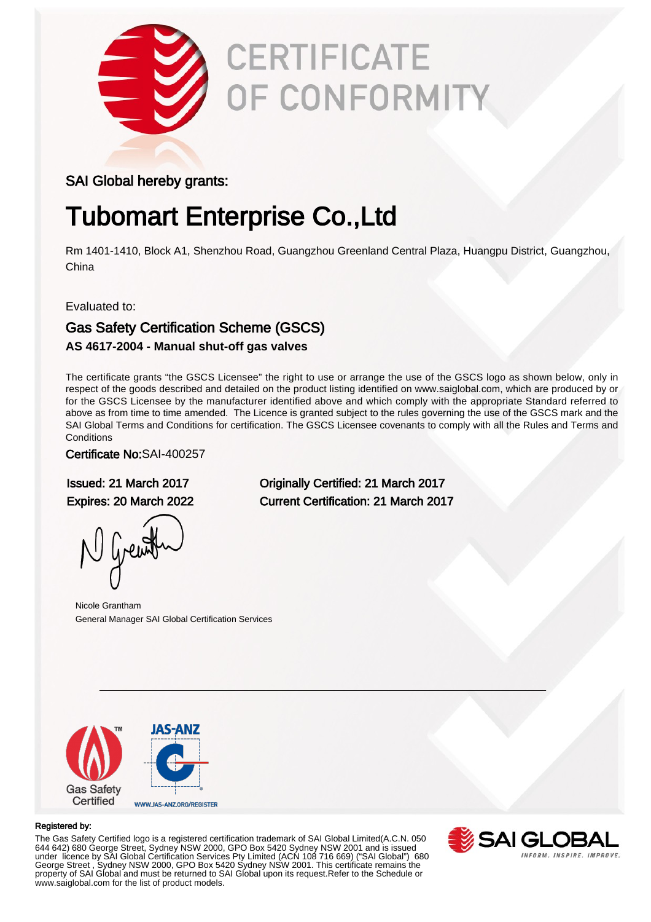# CERTIFICATE OF CONFORMITY

SAI Global hereby grants:

## Tubomart Enterprise Co.,Ltd

Rm 1401-1410, Block A1, Shenzhou Road, Guangzhou Greenland Central Plaza, Huangpu District, Guangzhou, China

Evaluated to:

### Gas Safety Certification Scheme (GSCS)

**AS 4617-2004 - Manual shut-off gas valves**

The certificate grants "the GSCS Licensee" the right to use or arrange the use of the GSCS logo as shown below, only in respect of the goods described and detailed on the product listing identified on www.saiglobal.com, which are produced by or for the GSCS Licensee by the manufacturer identified above and which comply with the appropriate Standard referred to above as from time to time amended. The Licence is granted subject to the rules governing the use of the GSCS mark and the SAI Global Terms and Conditions for certification. The GSCS Licensee covenants to comply with all the Rules and Terms and Conditions

Certificate No:SAI-400257

Issued: 21 March 2017

Expires: 20 March 2022

Originally Certified: 21 March 2017

Current Certification: 21 March 2017

Nicole Grantham
General Manager SAI Global Certification Services

Gas Safety Certified

JAS-ANZ

WWW.JAS-ANZ.ORG/REGISTER

Registered by:

The Gas Safety Certified logo is a registered certification trademark of SAI Global Limited(A.C.N. 050 644 642) 680 George Street, Sydney NSW 2000, GPO Box 5420 Sydney NSW 2001 and is issued under licence by SAI Global Certification Services Pty Limited (ACN 108 716 669) ("SAI Global") 680 George Street , Sydney NSW 2000, GPO Box 5420 Sydney NSW 2001. This certificate remains the property of SAI Global and must be returned to SAI Global upon its request.Refer to the Schedule or www.saiglobal.com for the list of product models.

SAI GLOBAL
INFORM. INSPIRE. IMPROVE.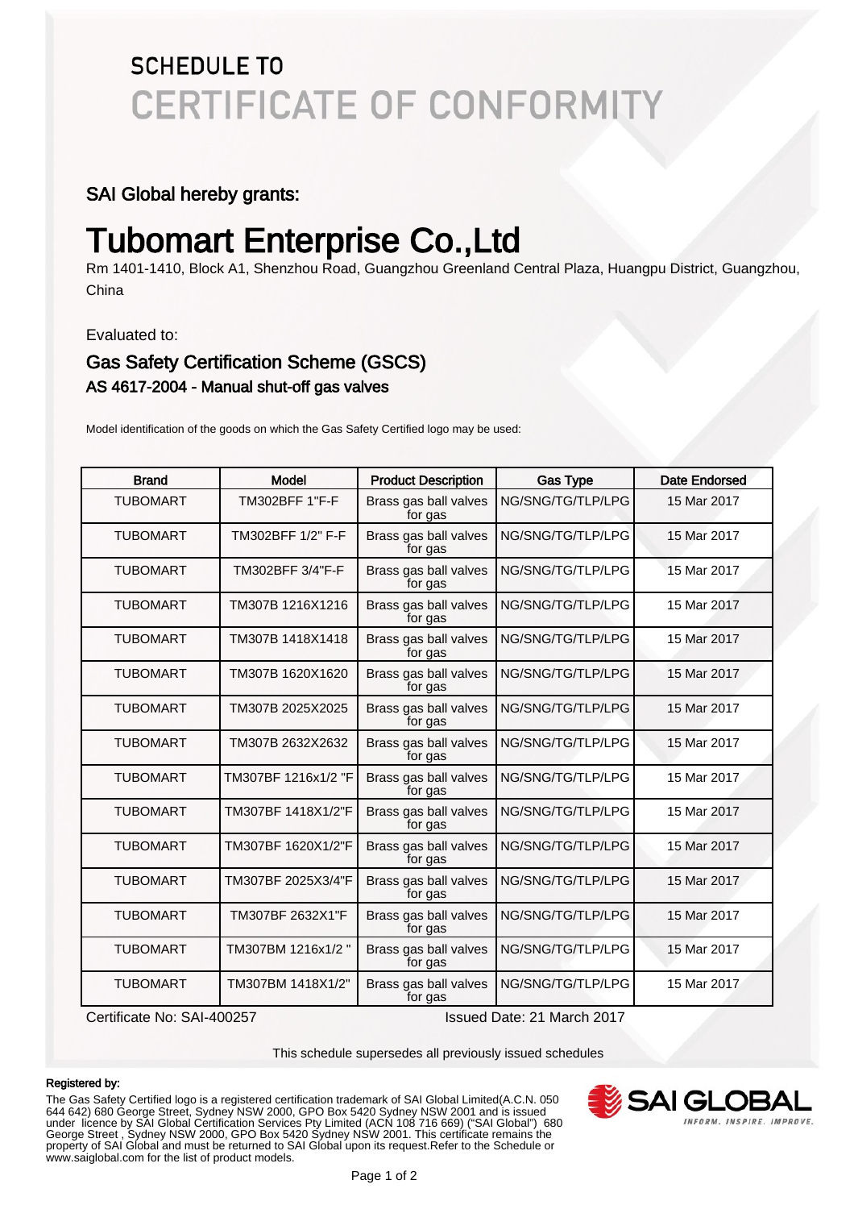# SCHEDULE TO
# CERTIFICATE OF CONFORMITY

## SAI Global hereby grants:

# Tubomart Enterprise Co.,Ltd

Rm 1401-1410, Block A1, Shenzhou Road, Guangzhou Greenland Central Plaza, Huangpu District, Guangzhou, China

Evaluated to:

## Gas Safety Certification Scheme (GSCS)

### AS 4617-2004 - Manual shut-off gas valves

Model identification of the goods on which the Gas Safety Certified logo may be used:

| Brand | Model | Product Description | Gas Type | Date Endorsed |
|---|---|---|---|---|
| TUBOMART | TM302BFF 1"F-F | Brass gas ball valves for gas | NG/SNG/TG/TLP/LPG | 15 Mar 2017 |
| TUBOMART | TM302BFF 1/2" F-F | Brass gas ball valves for gas | NG/SNG/TG/TLP/LPG | 15 Mar 2017 |
| TUBOMART | TM302BFF 3/4"F-F | Brass gas ball valves for gas | NG/SNG/TG/TLP/LPG | 15 Mar 2017 |
| TUBOMART | TM307B 1216X1216 | Brass gas ball valves for gas | NG/SNG/TG/TLP/LPG | 15 Mar 2017 |
| TUBOMART | TM307B 1418X1418 | Brass gas ball valves for gas | NG/SNG/TG/TLP/LPG | 15 Mar 2017 |
| TUBOMART | TM307B 1620X1620 | Brass gas ball valves for gas | NG/SNG/TG/TLP/LPG | 15 Mar 2017 |
| TUBOMART | TM307B 2025X2025 | Brass gas ball valves for gas | NG/SNG/TG/TLP/LPG | 15 Mar 2017 |
| TUBOMART | TM307B 2632X2632 | Brass gas ball valves for gas | NG/SNG/TG/TLP/LPG | 15 Mar 2017 |
| TUBOMART | TM307BF 1216x1/2 "F | Brass gas ball valves for gas | NG/SNG/TG/TLP/LPG | 15 Mar 2017 |
| TUBOMART | TM307BF 1418X1/2"F | Brass gas ball valves for gas | NG/SNG/TG/TLP/LPG | 15 Mar 2017 |
| TUBOMART | TM307BF 1620X1/2"F | Brass gas ball valves for gas | NG/SNG/TG/TLP/LPG | 15 Mar 2017 |
| TUBOMART | TM307BF 2025X3/4"F | Brass gas ball valves for gas | NG/SNG/TG/TLP/LPG | 15 Mar 2017 |
| TUBOMART | TM307BF 2632X1"F | Brass gas ball valves for gas | NG/SNG/TG/TLP/LPG | 15 Mar 2017 |
| TUBOMART | TM307BM 1216x1/2 " | Brass gas ball valves for gas | NG/SNG/TG/TLP/LPG | 15 Mar 2017 |
| TUBOMART | TM307BM 1418X1/2" | Brass gas ball valves for gas | NG/SNG/TG/TLP/LPG | 15 Mar 2017 |

Certificate No: SAI-400257 Issued Date: 21 March 2017

This schedule supersedes all previously issued schedules

**Registered by:**

The Gas Safety Certified logo is a registered certification trademark of SAI Global Limited(A.C.N. 050 644 642) 680 George Street, Sydney NSW 2000, GPO Box 5420 Sydney NSW 2001 and is issued under licence by SAI Global Certification Services Pty Limited (ACN 108 716 669) ("SAI Global") 680 George Street , Sydney NSW 2000, GPO Box 5420 Sydney NSW 2001. This certificate remains the property of SAI Global and must be returned to SAI Global upon its request.Refer to the Schedule or www.saiglobal.com for the list of product models.

SAI GLOBAL
INFORM. INSPIRE. IMPROVE.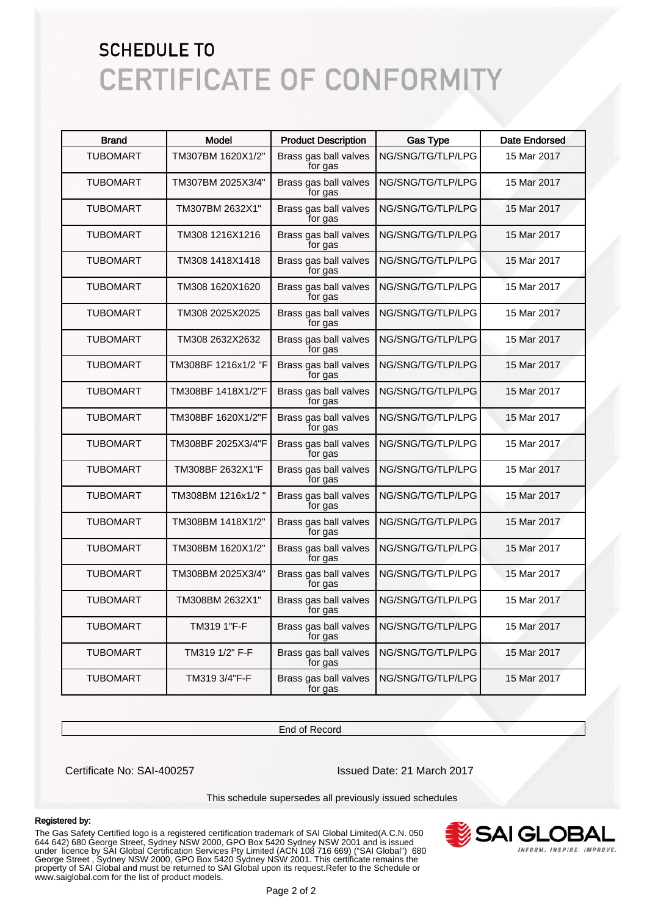# SCHEDULE TO
# CERTIFICATE OF CONFORMITY

| Brand | Model | Product Description | Gas Type | Date Endorsed |
|---|---|---|---|---|
| TUBOMART | TM307BM 1620X1/2" | Brass gas ball valves for gas | NG/SNG/TG/TLP/LPG | 15 Mar 2017 |
| TUBOMART | TM307BM 2025X3/4" | Brass gas ball valves for gas | NG/SNG/TG/TLP/LPG | 15 Mar 2017 |
| TUBOMART | TM307BM 2632X1" | Brass gas ball valves for gas | NG/SNG/TG/TLP/LPG | 15 Mar 2017 |
| TUBOMART | TM308 1216X1216 | Brass gas ball valves for gas | NG/SNG/TG/TLP/LPG | 15 Mar 2017 |
| TUBOMART | TM308 1418X1418 | Brass gas ball valves for gas | NG/SNG/TG/TLP/LPG | 15 Mar 2017 |
| TUBOMART | TM308 1620X1620 | Brass gas ball valves for gas | NG/SNG/TG/TLP/LPG | 15 Mar 2017 |
| TUBOMART | TM308 2025X2025 | Brass gas ball valves for gas | NG/SNG/TG/TLP/LPG | 15 Mar 2017 |
| TUBOMART | TM308 2632X2632 | Brass gas ball valves for gas | NG/SNG/TG/TLP/LPG | 15 Mar 2017 |
| TUBOMART | TM308BF 1216x1/2 "F | Brass gas ball valves for gas | NG/SNG/TG/TLP/LPG | 15 Mar 2017 |
| TUBOMART | TM308BF 1418X1/2"F | Brass gas ball valves for gas | NG/SNG/TG/TLP/LPG | 15 Mar 2017 |
| TUBOMART | TM308BF 1620X1/2"F | Brass gas ball valves for gas | NG/SNG/TG/TLP/LPG | 15 Mar 2017 |
| TUBOMART | TM308BF 2025X3/4"F | Brass gas ball valves for gas | NG/SNG/TG/TLP/LPG | 15 Mar 2017 |
| TUBOMART | TM308BF 2632X1"F | Brass gas ball valves for gas | NG/SNG/TG/TLP/LPG | 15 Mar 2017 |
| TUBOMART | TM308BM 1216x1/2 " | Brass gas ball valves for gas | NG/SNG/TG/TLP/LPG | 15 Mar 2017 |
| TUBOMART | TM308BM 1418X1/2" | Brass gas ball valves for gas | NG/SNG/TG/TLP/LPG | 15 Mar 2017 |
| TUBOMART | TM308BM 1620X1/2" | Brass gas ball valves for gas | NG/SNG/TG/TLP/LPG | 15 Mar 2017 |
| TUBOMART | TM308BM 2025X3/4" | Brass gas ball valves for gas | NG/SNG/TG/TLP/LPG | 15 Mar 2017 |
| TUBOMART | TM308BM 2632X1" | Brass gas ball valves for gas | NG/SNG/TG/TLP/LPG | 15 Mar 2017 |
| TUBOMART | TM319 1"F-F | Brass gas ball valves for gas | NG/SNG/TG/TLP/LPG | 15 Mar 2017 |
| TUBOMART | TM319 1/2" F-F | Brass gas ball valves for gas | NG/SNG/TG/TLP/LPG | 15 Mar 2017 |
| TUBOMART | TM319 3/4"F-F | Brass gas ball valves for gas | NG/SNG/TG/TLP/LPG | 15 Mar 2017 |

End of Record

Certificate No: SAI-400257    Issued Date: 21 March 2017

This schedule supersedes all previously issued schedules

**Registered by:**

The Gas Safety Certified logo is a registered certification trademark of SAI Global Limited(A.C.N. 050 644 642) 680 George Street, Sydney NSW 2000, GPO Box 5420 Sydney NSW 2001 and is issued under licence by SAI Global Certification Services Pty Limited (ACN 108 716 669) ("SAI Global") 680 George Street , Sydney NSW 2000, GPO Box 5420 Sydney NSW 2001. This certificate remains the property of SAI Global and must be returned to SAI Global upon its request.Refer to the Schedule or www.saiglobal.com for the list of product models.

SAI GLOBAL
INFORM. INSPIRE. IMPROVE.